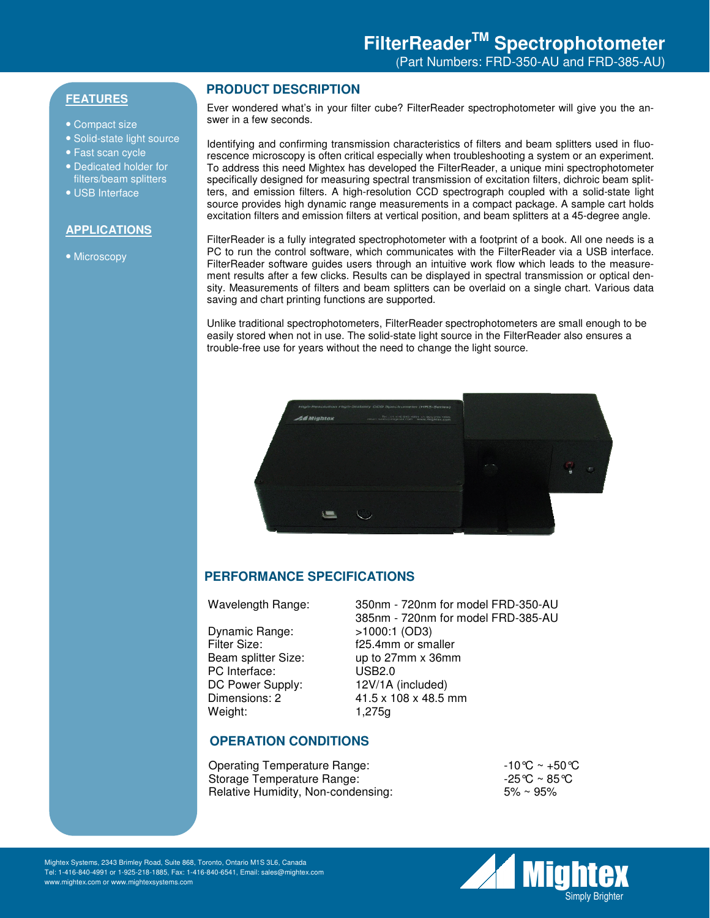# FilterReader™ Spectrophotometer

(Part Numbers: FRD-350-AU and FRD-385-AU)

## FEATURES

- Compact size
- Solid-state light source
- Fast scan cycle
- Dedicated holder for filters/beam splitters
- USB Interface

## APPLICATIONS

- Microscopy

## PRODUCT DESCRIPTION

Ever wondered what's in your filter cube? FilterReader spectrophotometer will give you the answer in a few seconds.

Identifying and confirming transmission characteristics of filters and beam splitters used in fluorescence microscopy is often critical especially when troubleshooting a system or an experiment. To address this need Mightex has developed the FilterReader, a unique mini spectrophotometer specifically designed for measuring spectral transmission of excitation filters, dichroic beam splitters, and emission filters. A high-resolution CCD spectrograph coupled with a solid-state light source provides high dynamic range measurements in a compact package. A sample cart holds excitation filters and emission filters at vertical position, and beam splitters at a 45-degree angle.

FilterReader is a fully integrated spectrophotometer with a footprint of a book. All one needs is a PC to run the control software, which communicates with the FilterReader via a USB interface. FilterReader software guides users through an intuitive work flow which leads to the measurement results after a few clicks. Results can be displayed in spectral transmission or optical density. Measurements of filters and beam splitters can be overlaid on a single chart. Various data saving and chart printing functions are supported.

Unlike traditional spectrophotometers, FilterReader spectrophotometers are small enough to be easily stored when not in use. The solid-state light source in the FilterReader also ensures a trouble-free use for years without the need to change the light source.

## PERFORMANCE SPECIFICATIONS

| | |
|---|---|
| Wavelength Range: | 350nm - 720nm for model FRD-350-AU<br>385nm - 720nm for model FRD-385-AU |
| Dynamic Range: | >1000:1 (OD3) |
| Filter Size: | f25.4mm or smaller |
| Beam splitter Size: | up to 27mm x 36mm |
| PC Interface: | USB2.0 |
| DC Power Supply: | 12V/1A (included) |
| Dimensions: 2 | 41.5 x 108 x 48.5 mm |
| Weight: | 1,275g |

## OPERATION CONDITIONS

| | |
|---|---|
| Operating Temperature Range: | -10℃ ~ +50℃ |
| Storage Temperature Range: | -25℃ ~ 85℃ |
| Relative Humidity, Non-condensing: | 5% ~ 95% |

Mightex Systems, 2343 Brimley Road, Suite 868, Toronto, Ontario M1S 3L6, Canada
Tel: 1-416-840-4991 or 1-925-218-1885, Fax: 1-416-840-6541, Email: sales@mightex.com
www.mightex.com or www.mightexsystems.com

Mightex Simply Brighter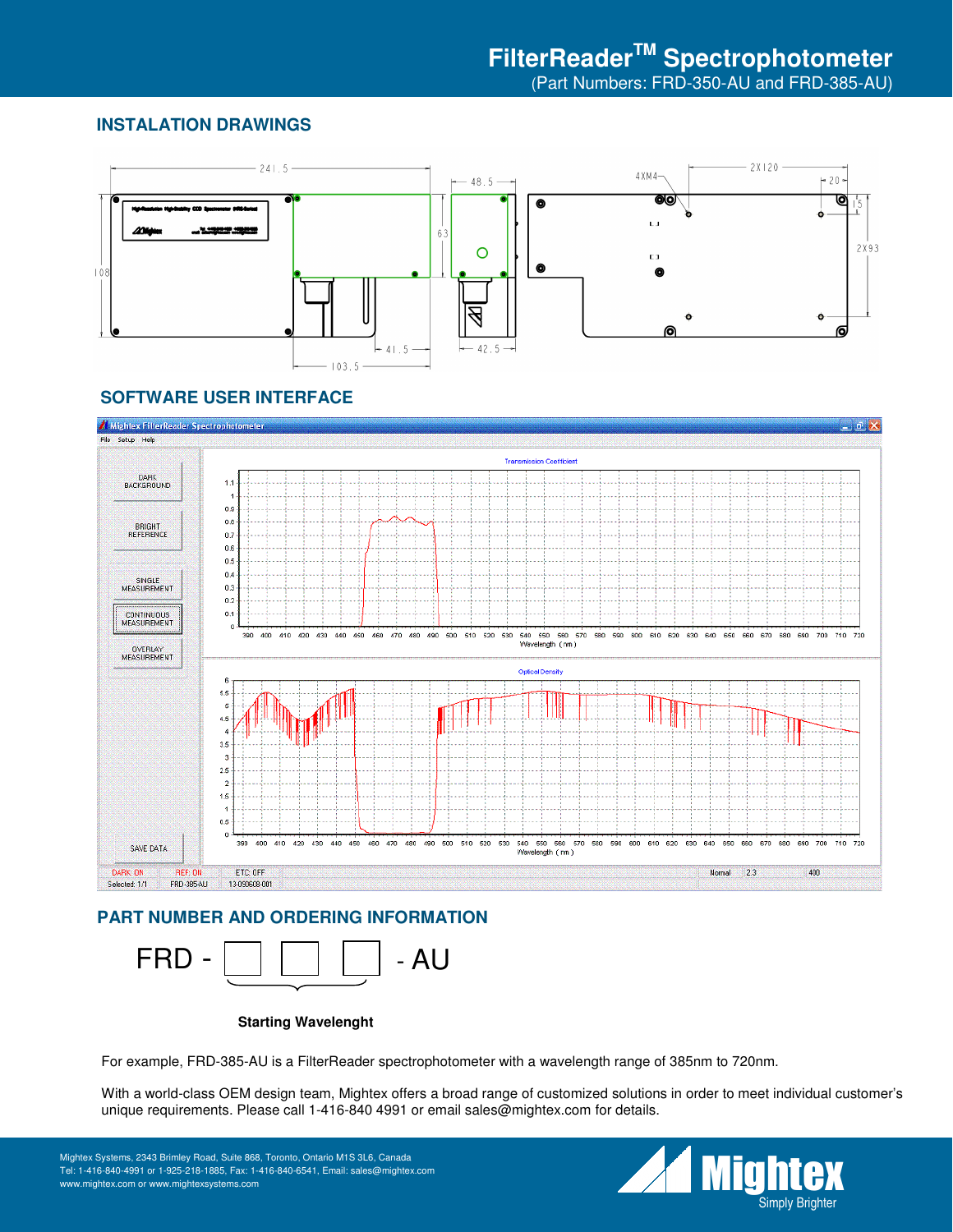## INSTALATION DRAWINGS

241.5
48.5
4XM4
2X120
20
15
63
108
2X93
41.5
42.5
103.5

## SOFTWARE USER INTERFACE

Mightex FilterReader Spectrophotometer

File Setup Help

DARK BACKGROUND

BRIGHT REFERENCE

SINGLE MEASUREMENT

CONTINUOUS MEASUREMENT

OVERLAY MEASUREMENT

SAVE DATA

Transmission Coefficient

Wavelength (nm)

Optical Density

Wavelength (nm)

DARK: ON REF: ON ETC: OFF Normal 2.3 400

Selected: 1/1 FRD-385-AU 13-050608-001

## PART NUMBER AND ORDERING INFORMATION

FRD - ☐ ☐ ☐ - AU

**Starting Wavelenght**

For example, FRD-385-AU is a FilterReader spectrophotometer with a wavelength range of 385nm to 720nm.

With a world-class OEM design team, Mightex offers a broad range of customized solutions in order to meet individual customer's unique requirements. Please call 1-416-840 4991 or email sales@mightex.com for details.

Mightex Systems, 2343 Brimley Road, Suite 868, Toronto, Ontario M1S 3L6, Canada
Tel: 1-416-840-4991 or 1-925-218-1885, Fax: 1-416-840-6541, Email: sales@mightex.com
www.mightex.com or www.mightexsystems.com

Mightex Simply Brighter